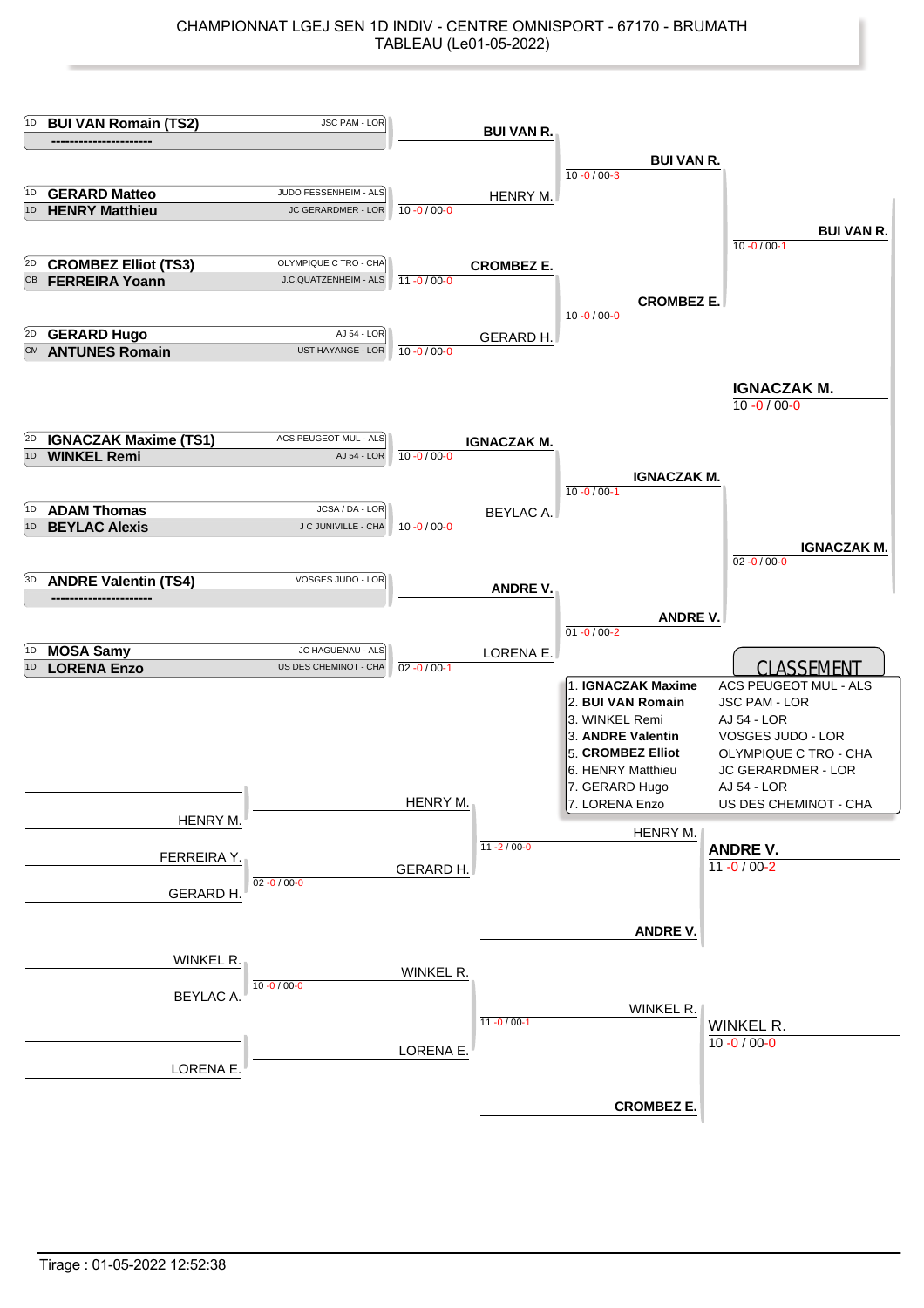# CHAMPIONNAT LGEJ SEN 1D INDIV - CENTRE OMNISPORT - 67170 - BRUMATH

TABLEAU (Le01-05-2022)

## Tableau principal

| Grade | Combattant | Club |
|---|---|---|
| 1D | BUI VAN Romain (TS2) | JSC PAM - LOR |
| | ---------------------- | |
| 1D | GERARD Matteo | JUDO FESSENHEIM - ALS |
| 1D | HENRY Matthieu | JC GERARDMER - LOR |
| 2D | CROMBEZ Elliot (TS3) | OLYMPIQUE C TRO - CHA |
| CB | FERREIRA Yoann | J.C.QUATZENHEIM - ALS |
| 2D | GERARD Hugo | AJ 54 - LOR |
| CM | ANTUNES Romain | UST HAYANGE - LOR |
| 2D | IGNACZAK Maxime (TS1) | ACS PEUGEOT MUL - ALS |
| 1D | WINKEL Remi | AJ 54 - LOR |
| 1D | ADAM Thomas | JCSA / DA - LOR |
| 1D | BEYLAC Alexis | J C JUNIVILLE - CHA |
| 3D | ANDRE Valentin (TS4) | VOSGES JUDO - LOR |
| | ---------------------- | |
| 1D | MOSA Samy | JC HAGUENAU - ALS |
| 1D | LORENA Enzo | US DES CHEMINOT - CHA |

### Premier tour

| Vainqueur | Score |
|---|---|
| **BUI VAN R.** | |
| HENRY M. | 10 -0 / 00-0 |
| **CROMBEZ E.** | 11 -0 / 00-0 |
| GERARD H. | 10 -0 / 00-0 |
| **IGNACZAK M.** | 10 -0 / 00-0 |
| BEYLAC A. | 10 -0 / 00-0 |
| **ANDRE V.** | |
| LORENA E. | 02 -0 / 00-1 |

### Quarts de finale

| Vainqueur | Score |
|---|---|
| **BUI VAN R.** | 10 -0 / 00-3 |
| **CROMBEZ E.** | 10 -0 / 00-0 |
| **IGNACZAK M.** | 10 -0 / 00-1 |
| **ANDRE V.** | 01 -0 / 00-2 |

### Demi-finales

| Vainqueur | Score |
|---|---|
| **BUI VAN R.** | 10 -0 / 00-1 |
| **IGNACZAK M.** | 02 -0 / 00-0 |

### Finale

| Vainqueur | Score |
|---|---|
| **IGNACZAK M.** | 10 -0 / 00-0 |

## Repêchages

| Tour 1 | Score | Tour 2 | Score | Tour 3 | Score |
|---|---|---|---|---|---|
| HENRY M. / FERREIRA Y. / GERARD H. | 02 -0 / 00-0 | HENRY M. / GERARD H. | 11 -2 / 00-0 | HENRY M. / ANDRE V. | **ANDRE V.** 11 -0 / 00-2 |
| WINKEL R. / BEYLAC A. | 10 -0 / 00-0 | WINKEL R. / LORENA E. | 11 -0 / 00-1 | WINKEL R. / CROMBEZ E. | WINKEL R. 10 -0 / 00-0 |

## CLASSEMENT

| Place | Nom | Club |
|---|---|---|
| 1. | **IGNACZAK Maxime** | ACS PEUGEOT MUL - ALS |
| 2. | **BUI VAN Romain** | JSC PAM - LOR |
| 3. | WINKEL Remi | AJ 54 - LOR |
| 3. | **ANDRE Valentin** | VOSGES JUDO - LOR |
| 5. | **CROMBEZ Elliot** | OLYMPIQUE C TRO - CHA |
| 6. | HENRY Matthieu | JC GERARDMER - LOR |
| 7. | GERARD Hugo | AJ 54 - LOR |
| 7. | LORENA Enzo | US DES CHEMINOT - CHA |

Tirage : 01-05-2022 12:52:38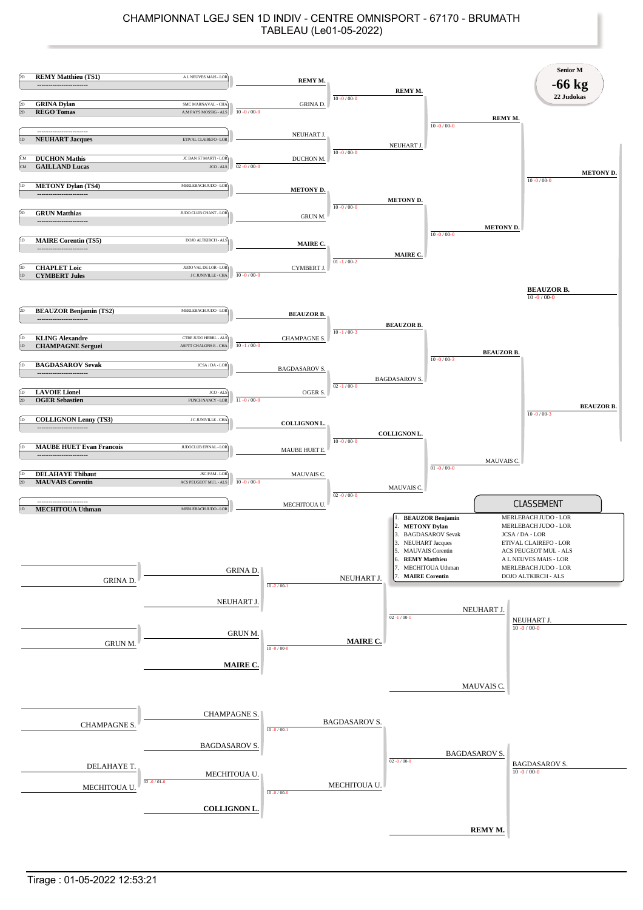# CHAMPIONNAT LGEJ SEN 1D INDIV - CENTRE OMNISPORT - 67170 - BRUMATH
## TABLEAU (Le01-05-2022)

**Senior M**
**-66 kg**
**22 Judokas**

### Tableau principal

| Grade | Judoka | Club |
| --- | --- | --- |
| 2D | **REMY Matthieu (TS1)** | A L NEUVES MAIS - LOR |
| | ----------------------- | |
| 2D | **GRINA Dylan** | SMC MARNAVAL - CHA |
| 2D | **REGO Tomas** | A.M PAYS MOSSIG - ALS |
| | ----------------------- | |
| 1D | **NEUHART Jacques** | ETIVAL CLAIREFO - LOR |
| CM | **DUCHON Mathis** | JC BAN ST MARTI - LOR |
| CM | **GAILLAND Lucas** | JCO - ALS |
| 1D | **METONY Dylan (TS4)** | MERLEBACH JUDO - LOR |
| | ----------------------- | |
| 2D | **GRUN Matthias** | JUDO CLUB CHANT - LOR |
| | ----------------------- | |
| 1D | **MAIRE Corentin (TS5)** | DOJO ALTKIRCH - ALS |
| | ----------------------- | |
| 3D | **CHAPLET Loic** | JUDO VAL DE LOR - LOR |
| 1D | **CYMBERT Jules** | J C JUNIVILLE - CHA |
| 2D | **BEAUZOR Benjamin (TS2)** | MERLEBACH JUDO - LOR |
| | ----------------------- | |
| 1D | **KLING Alexandre** | CTRE JUDO HERRL - ALS |
| 1D | **CHAMPAGNE Serguei** | ASPTT CHALONS E - CHA |
| 1D | **BAGDASAROV Sevak** | JCSA / DA - LOR |
| | ----------------------- | |
| 1D | **LAVOIE Lionel** | JCO - ALS |
| 2D | **OGER Sebastien** | PUNCH NANCY - LOR |
| 1D | **COLLIGNON Lenny (TS3)** | J C JUNIVILLE - CHA |
| | ----------------------- | |
| 1D | **MAUBE HUET Evan Francois** | JUDOCLUB EPINAL - LOR |
| | ----------------------- | |
| 1D | **DELAHAYE Thibaut** | JSC PAM - LOR |
| 2D | **MAUVAIS Corentin** | ACS PEUGEOT MUL - ALS |
| | ----------------------- | |
| 1D | **MECHITOUA Uthman** | MERLEBACH JUDO - LOR |

#### 1er tour
- GRINA D. / REGO T. : GRINA D. (10 -0 / 00-0)
- DUCHON M. / GAILLAND L. : DUCHON M. (02 -0 / 00-0)
- CHAPLET L. / CYMBERT J. : CYMBERT J. (10 -0 / 00-0)
- KLING A. / CHAMPAGNE S. : CHAMPAGNE S. (10 -1 / 00-0)
- LAVOIE L. / OGER S. : OGER S. (11 -0 / 00-0)
- DELAHAYE T. / MAUVAIS C. : MAUVAIS C. (10 -0 / 00-0)

#### 2e tour
- REMY M. / GRINA D. : REMY M. (10 -0 / 00-0)
- NEUHART J. / DUCHON M. : NEUHART J. (10 -0 / 00-0)
- METONY D. / GRUN M. : METONY D. (10 -0 / 00-0)
- MAIRE C. / CYMBERT J. : MAIRE C. (01 -1 / 00-2)
- BEAUZOR B. / CHAMPAGNE S. : BEAUZOR B. (10 -1 / 00-3)
- BAGDASAROV S. / OGER S. : BAGDASAROV S. (02 -1 / 00-0)
- COLLIGNON L. / MAUBE HUET E. : COLLIGNON L. (10 -0 / 00-0)
- MAUVAIS C. / MECHITOUA U. : MAUVAIS C. (02 -0 / 00-0)

#### Quarts de finale
- REMY M. / NEUHART J. : REMY M. (10 -0 / 00-0)
- METONY D. / MAIRE C. : METONY D. (10 -0 / 00-0)
- BEAUZOR B. / BAGDASAROV S. : BEAUZOR B. (10 -0 / 00-3)
- COLLIGNON L. / MAUVAIS C. : MAUVAIS C. (01 -0 / 00-0)

#### Demi-finales
- REMY M. / METONY D. : METONY D. (10 -0 / 00-0)
- BEAUZOR B. / MAUVAIS C. : BEAUZOR B. (10 -0 / 00-3)

#### Finale
- METONY D. / BEAUZOR B. : BEAUZOR B. (10 -0 / 00-0)

### Repêchages

**Tableau 1**
- GRINA D. / NEUHART J. : NEUHART J. (10 -2 / 00-1)
- GRUN M. / MAIRE C. : MAIRE C. (10 -0 / 00-0)
- NEUHART J. / MAIRE C. : NEUHART J. (02 -1 / 00-1)
- NEUHART J. / MAUVAIS C. : NEUHART J. (10 -0 / 00-0)

**Tableau 2**
- DELAHAYE T. / MECHITOUA U. : MECHITOUA U. (02 -0 / 01-0)
- CHAMPAGNE S. / BAGDASAROV S. : BAGDASAROV S. (10 -0 / 00-1)
- MECHITOUA U. / COLLIGNON L. : MECHITOUA U. (10 -0 / 00-0)
- BAGDASAROV S. / MECHITOUA U. : BAGDASAROV S. (02 -0 / 00-0)
- BAGDASAROV S. / REMY M. : BAGDASAROV S. (10 -0 / 00-0)

### CLASSEMENT

| Place | Judoka | Club |
| --- | --- | --- |
| 1. | **BEAUZOR Benjamin** | MERLEBACH JUDO - LOR |
| 2. | **METONY Dylan** | MERLEBACH JUDO - LOR |
| 3. | BAGDASAROV Sevak | JCSA / DA - LOR |
| 3. | NEUHART Jacques | ETIVAL CLAIREFO - LOR |
| 5. | MAUVAIS Corentin | ACS PEUGEOT MUL - ALS |
| 5. | **REMY Matthieu** | A L NEUVES MAIS - LOR |
| 7. | MECHITOUA Uthman | MERLEBACH JUDO - LOR |
| 7. | **MAIRE Corentin** | DOJO ALTKIRCH - ALS |

Tirage : 01-05-2022 12:53:21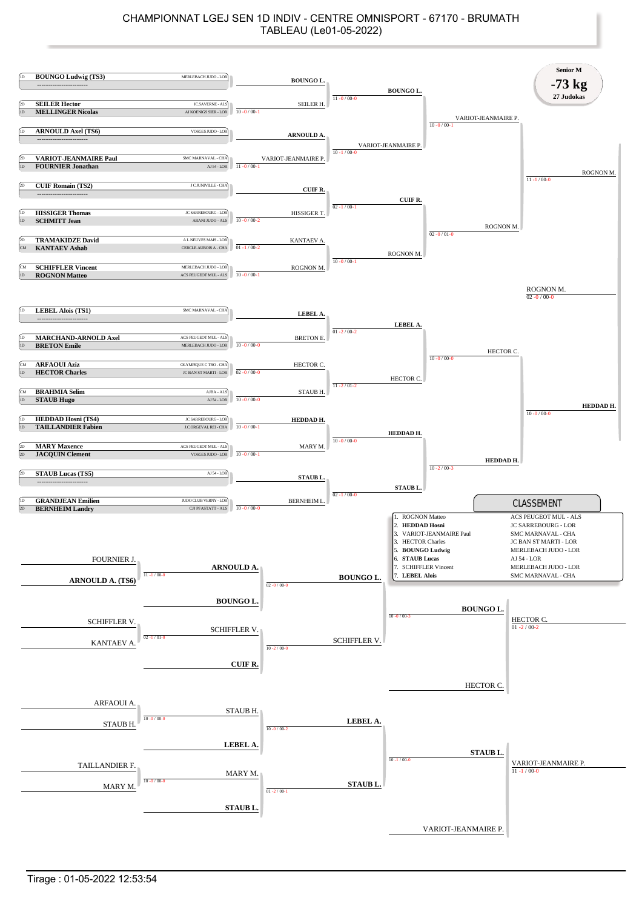# CHAMPIONNAT LGEJ SEN 1D INDIV - CENTRE OMNISPORT - 67170 - BRUMATH

## TABLEAU (Le01-05-2022)

**Senior M**
**-73 kg**
**27 Judokas**

### Tableau principal

| Grade | Judoka | Club |
|---|---|---|
| 1D | **BOUNGO Ludwig (TS3)** | MERLEBACH JUDO - LOR |
| | ----------------------- | |
| 2D | **SEILER Hector** | JC.SAVERNE - ALS |
| 1D | **MELLINGER Nicolas** | AJ KOENIGS SIER - LOR |
| 1D | **ARNOULD Axel (TS6)** | VOSGES JUDO - LOR |
| | ----------------------- | |
| 2D | **VARIOT-JEANMAIRE Paul** | SMC MARNAVAL - CHA |
| 1D | **FOURNIER Jonathan** | AJ 54 - LOR |
| 2D | **CUIF Romain (TS2)** | J C JUNIVILLE - CHA |
| | ----------------------- | |
| 1D | **HISSIGER Thomas** | JC SARREBOURG - LOR |
| 1D | **SCHMITT Jean** | ARANI JUDO - ALS |
| 2D | **TRAMAKIDZE David** | A L NEUVES MAIS - LOR |
| CM | **KANTAEV Ashab** | CERCLE AUBOIS A - CHA |
| CM | **SCHIFFLER Vincent** | MERLEBACH JUDO - LOR |
| 1D | **ROGNON Matteo** | ACS PEUGEOT MUL - ALS |
| 1D | **LEBEL Alois (TS1)** | SMC MARNAVAL - CHA |
| | ----------------------- | |
| 1D | **MARCHAND-ARNOLD Axel** | ACS PEUGEOT MUL - ALS |
| 1D | **BRETON Emile** | MERLEBACH JUDO - LOR |
| CM | **ARFAOUI Aziz** | OLYMPIQUE C TRO - CHA |
| 1D | **HECTOR Charles** | JC BAN ST MARTI - LOR |
| CM | **BRAHMIA Selim** | AJBA - ALS |
| 1D | **STAUB Hugo** | AJ 54 - LOR |
| 1D | **HEDDAD Hosni (TS4)** | JC SARREBOURG - LOR |
| 1D | **TAILLANDIER Fabien** | J.C.ORGEVAL REI - CHA |
| 2D | **MARY Maxence** | ACS PEUGEOT MUL - ALS |
| 2D | **JACQUIN Clement** | VOSGES JUDO - LOR |
| 2D | **STAUB Lucas (TS5)** | AJ 54 - LOR |
| | ----------------------- | |
| 1D | **GRANDJEAN Emilien** | JUDO CLUB VERNY - LOR |
| 2D | **BERNHEIM Landry** | CJI PFASTATT - ALS |

**Tour 1**

- BOUNGO L.
- SEILER H. — 10 -0 / 00-1
- ARNOULD A.
- VARIOT-JEANMAIRE P. — 11 -0 / 00-1
- CUIF R.
- HISSIGER T. — 10 -0 / 00-2
- KANTAEV A. — 01 -1 / 00-2
- ROGNON M. — 10 -0 / 00-1
- LEBEL A.
- BRETON E. — 10 -0 / 00-0
- HECTOR C. — 02 -0 / 00-0
- STAUB H. — 10 -0 / 00-0
- HEDDAD H. — 10 -0 / 00-1
- MARY M. — 10 -0 / 00-1
- STAUB L.
- BERNHEIM L. — 10 -0 / 00-0

**Tour 2**

- BOUNGO L. — 11 -0 / 00-0
- VARIOT-JEANMAIRE P. — 10 -1 / 00-0
- CUIF R. — 02 -1 / 00-1
- ROGNON M. — 10 -0 / 00-1
- LEBEL A. — 01 -2 / 00-2
- HECTOR C. — 11 -2 / 01-2
- HEDDAD H. — 10 -0 / 00-0
- STAUB L. — 02 -1 / 00-0

**Quarts de finale**

- VARIOT-JEANMAIRE P. — 10 -0 / 00-1
- ROGNON M. — 02 -0 / 01-0
- HECTOR C. — 10 -0 / 00-0
- HEDDAD H. — 10 -2 / 00-3

**Demi-finales**

- ROGNON M. — 11 -1 / 00-0
- HEDDAD H. — 10 -0 / 00-0

**Finale**

- ROGNON M. — 02 -0 / 00-0

### Repêchages

**Partie haute**

- FOURNIER J. / ARNOULD A. (TS6) → ARNOULD A. — 11 -1 / 00-0
- ARNOULD A. / BOUNGO L. → BOUNGO L. — 02 -0 / 00-0
- SCHIFFLER V. / KANTAEV A. → SCHIFFLER V. — 02 -1 / 01-0
- SCHIFFLER V. / CUIF R. → SCHIFFLER V. — 10 -2 / 00-0
- BOUNGO L. / SCHIFFLER V. → BOUNGO L. — 10 -0 / 00-3
- BOUNGO L. / HECTOR C. → HECTOR C. — 01 -2 / 00-2

**Partie basse**

- ARFAOUI A. / STAUB H. → STAUB H. — 10 -0 / 00-0
- STAUB H. / LEBEL A. → LEBEL A. — 10 -0 / 00-2
- TAILLANDIER F. / MARY M. → MARY M. — 10 -0 / 00-0
- MARY M. / STAUB L. → STAUB L. — 01 -2 / 00-1
- LEBEL A. / STAUB L. → STAUB L. — 10 -1 / 00-0
- STAUB L. / VARIOT-JEANMAIRE P. → VARIOT-JEANMAIRE P. — 11 -1 / 00-0

### CLASSEMENT

| Place | Judoka | Club |
|---|---|---|
| 1. | ROGNON Matteo | ACS PEUGEOT MUL - ALS |
| 2. | **HEDDAD Hosni** | JC SARREBOURG - LOR |
| 3. | VARIOT-JEANMAIRE Paul | SMC MARNAVAL - CHA |
| 3. | HECTOR Charles | JC BAN ST MARTI - LOR |
| 5. | **BOUNGO Ludwig** | MERLEBACH JUDO - LOR |
| 5. | **STAUB Lucas** | AJ 54 - LOR |
| 7. | SCHIFFLER Vincent | MERLEBACH JUDO - LOR |
| 7. | **LEBEL Alois** | SMC MARNAVAL - CHA |

Tirage : 01-05-2022 12:53:54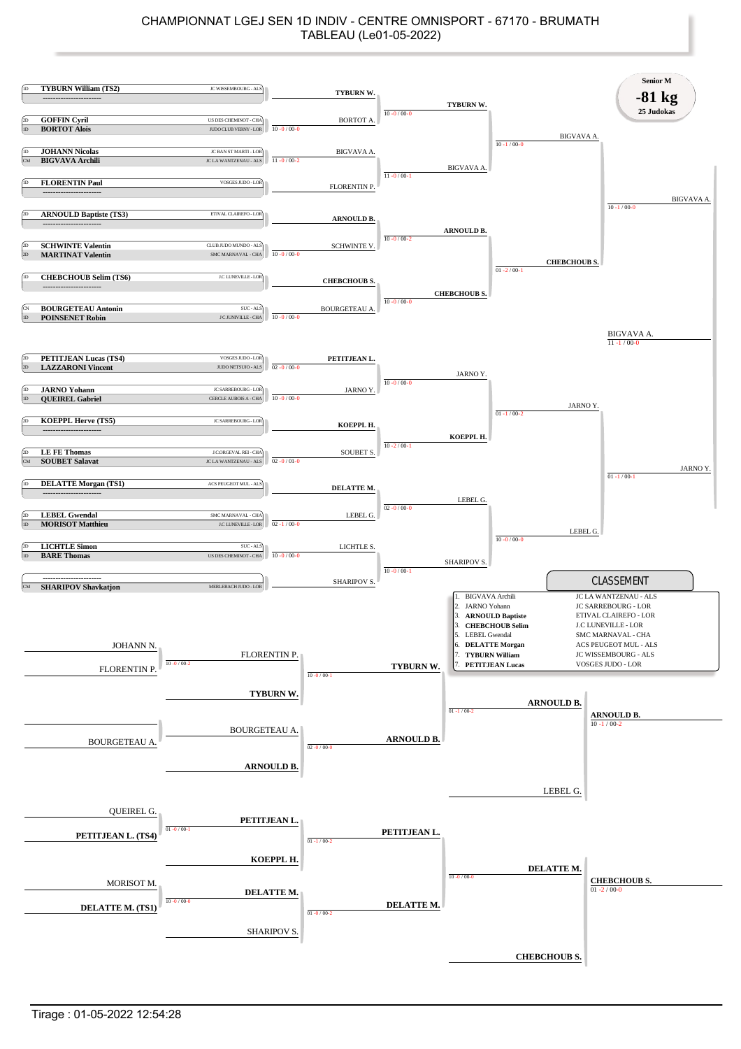# CHAMPIONNAT LGEJ SEN 1D INDIV - CENTRE OMNISPORT - 67170 - BRUMATH

## TABLEAU (Le01-05-2022)

**Senior M**
**-81 kg**
**25 Judokas**

### Tableau principal

| Grade | Nom | Club |
|---|---|---|
| 1D | TYBURN William (TS2) | JC WISSEMBOURG - ALS |
| | ----------------------- | |
| 2D | GOFFIN Cyril | US DES CHEMINOT - CHA |
| 1D | BORTOT Aloïs | JUDO CLUB VERNY - LOR |
| 1D | JOHANN Nicolas | JC BAN ST MARTI - LOR |
| CM | BIGVAVA Archili | JC LA WANTZENAU - ALS |
| 1D | FLORENTIN Paul | VOSGES JUDO - LOR |
| | ----------------------- | |
| 2D | ARNOULD Baptiste (TS3) | ETIVAL CLAIREFO - LOR |
| | ----------------------- | |
| 2D | SCHWINTE Valentin | CLUB JUDO MUNDO - ALS |
| 2D | MARTINAT Valentin | SMC MARNAVAL - CHA |
| 1D | CHEBCHOUB Selim (TS6) | J.C LUNEVILLE - LOR |
| | ----------------------- | |
| CN | BOURGETEAU Antonin | SUC - ALS |
| 1D | POINSENET Robin | J C LUNEVILLE - CHA |
| 2D | PETITJEAN Lucas (TS4) | VOSGES JUDO - LOR |
| 2D | LAZZARONI Vincent | JUDO NETSUJO - ALS |
| 1D | JARNO Yohann | JC SARREBOURG - LOR |
| 1D | QUEIREL Gabriel | CERCLE AUBOIS A - CHA |
| 2D | KOEPPL Herve (TS5) | JC SARREBOURG - LOR |
| | ----------------------- | |
| 2D | LE FE Thomas | J.CORGEVAL REI - CHA |
| CM | SOUBET Salavat | JC LA WANTZENAU - ALS |
| 1D | DELATTE Morgan (TS1) | ACS PEUGEOT MUL - ALS |
| | ----------------------- | |
| 2D | LEBEL Gwendal | SMC MARNAVAL - CHA |
| 1D | MORISOT Matthieu | J.C LUNEVILLE - LOR |
| 2D | LICHTLE Simon | SUC - ALS |
| 1D | BARE Thomas | US DES CHEMINOT - CHA |
| | ----------------------- | |
| CM | SHARIPOV Shavkatjon | MERLEBACH JUDO - LOR |

**1er tour :**
- TYBURN W.
- BORTOT A. (10 -0 / 00-0)
- BIGVAVA A. (11 -0 / 00-2)
- FLORENTIN P.
- ARNOULD B.
- SCHWINTE V. (10 -0 / 00-0)
- CHEBCHOUB S.
- BOURGETEAU A. (10 -0 / 00-0)
- PETITJEAN L. (02 -0 / 00-0)
- JARNO Y. (10 -0 / 00-0)
- KOEPPL H.
- SOUBET S. (02 -0 / 01-0)
- DELATTE M.
- LEBEL G. (02 -1 / 00-0)
- LICHTLE S. (10 -0 / 00-0)
- SHARIPOV S.

**2e tour :**
- TYBURN W. (10 -0 / 00-0)
- BIGVAVA A. (11 -0 / 00-1)
- ARNOULD B. (10 -0 / 00-2)
- CHEBCHOUB S. (10 -0 / 00-0)
- JARNO Y. (10 -0 / 00-0)
- KOEPPL H. (10 -2 / 00-1)
- LEBEL G. (02 -0 / 00-0)
- SHARIPOV S. (10 -0 / 00-1)

**Quarts de finale :**
- BIGVAVA A. (10 -1 / 00-0)
- CHEBCHOUB S. (01 -2 / 00-1)
- JARNO Y. (01 -1 / 00-2)
- LEBEL G. (10 -0 / 00-0)

**Demi-finales :**
- BIGVAVA A. (10 -1 / 00-0)
- JARNO Y. (01 -1 / 00-1)

**Finale :** BIGVAVA A. (11 -1 / 00-0)

### Repêchages

- JOHANN N. / FLORENTIN P. → FLORENTIN P. (10 -0 / 00-2)
- FLORENTIN P. / TYBURN W. → TYBURN W. (10 -0 / 00-1)
- BOURGETEAU A. / ARNOULD B. → ARNOULD B. (02 -0 / 00-0)
- TYBURN W. / ARNOULD B. → ARNOULD B. (01 -1 / 00-2)
- ARNOULD B. / LEBEL G. → ARNOULD B. (10 -1 / 00-2)
- QUEIREL G. / PETITJEAN L. (TS4) → PETITJEAN L. (01 -0 / 00-1)
- PETITJEAN L. / KOEPPL H. → PETITJEAN L. (01 -1 / 00-2)
- MORISOT M. / DELATTE M. (TS1) → DELATTE M. (10 -0 / 00-0)
- DELATTE M. / SHARIPOV S. → DELATTE M. (01 -0 / 00-2)
- PETITJEAN L. / DELATTE M. → DELATTE M. (10 -0 / 00-0)
- DELATTE M. / CHEBCHOUB S. → CHEBCHOUB S. (01 -2 / 00-0)

### CLASSEMENT

| Rang | Nom | Club |
|---|---|---|
| 1. | BIGVAVA Archili | JC LA WANTZENAU - ALS |
| 2. | JARNO Yohann | JC SARREBOURG - LOR |
| 3. | **ARNOULD Baptiste** | ETIVAL CLAIREFO - LOR |
| 3. | **CHEBCHOUB Selim** | J.C LUNEVILLE - LOR |
| 5. | LEBEL Gwendal | SMC MARNAVAL - CHA |
| 6. | **DELATTE Morgan** | ACS PEUGEOT MUL - ALS |
| 7. | **TYBURN William** | JC WISSEMBOURG - ALS |
| 7. | **PETITJEAN Lucas** | VOSGES JUDO - LOR |

Tirage : 01-05-2022 12:54:28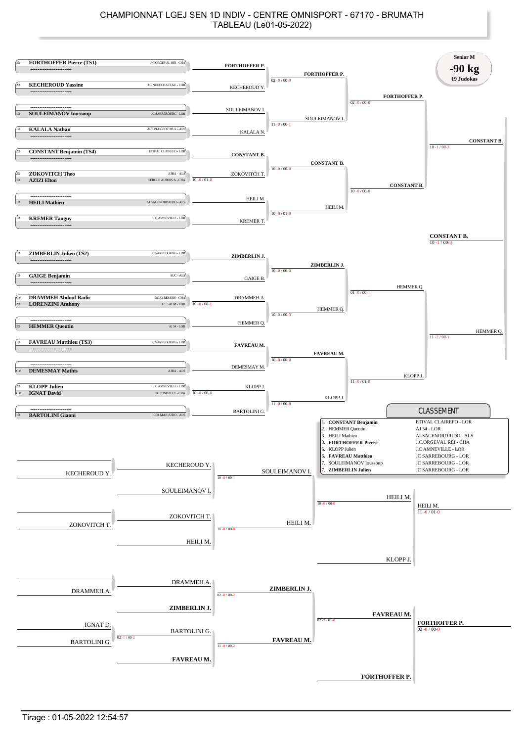# CHAMPIONNAT LGEJ SEN 1D INDIV - CENTRE OMNISPORT - 67170 - BRUMATH
## TABLEAU (Le01-05-2022)

**Senior M**
**-90 kg**
**19 Judokas**

### Tableau principal

| Grade | Judoka | Club |
|---|---|---|
| 3D | **FORTHOFFER Pierre (TS1)** | J.C.ORGEVAL REI - CHA |
| 2D | **KECHEROUD Yassine** | J.C.NEUFCHATEAU - LOR |
| 1D | **SOULEIMANOV Ioussoup** | JC SARREBOURG - LOR |
| 1D | **KALALA Nathan** | ACS PEUGEOT MUL - ALS |
| 2D | **CONSTANT Benjamin (TS4)** | ETIVAL CLAIREFO - LOR |
| 2D | **ZOKOVITCH Theo** | AJBA - ALS |
| 1D | **AZIZI Elton** | CERCLE AUBOIS A - CHA |
| 1D | **HEILI Mathieu** | ALSACENORDJUDO - ALS |
| 1D | **KREMER Tanguy** | J.C AMNEVILLE - LOR |
| 1D | **ZIMBERLIN Julien (TS2)** | JC SARREBOURG - LOR |
| 1D | **GAIGE Benjamin** | SUC - ALS |
| CM | **DRAMMEH Abdoul-Radir** | DOJO REMOIS - CHA |
| 2D | **LORENZINI Anthony** | J.C. SALM - LOR |
| 2D | **HEMMER Quentin** | AJ 54 - LOR |
| 1D | **FAVREAU Matthieu (TS3)** | JC SARREBOURG - LOR |
| CM | **DEMESMAY Mathis** | AJBA - ALS |
| 2D | **KLOPP Julien** | J.C AMNEVILLE - LOR |
| CM | **IGNAT David** | J.C JUNIVILLE - CHA |
| 1D | **BARTOLINI Gianni** | COLMAR JUDO - ALS |

**Tour préliminaire**
- ZOKOVITCH T. / AZIZI E. → ZOKOVITCH T. (10 -0 / 01-0)
- DRAMMEH A. / LORENZINI A. → DRAMMEH A. (10 -0 / 00-1)
- KLOPP J. / IGNAT D. → KLOPP J. (10 -0 / 00-0)

**1er tour**
- **FORTHOFFER P.** / KECHEROUD Y. → **FORTHOFFER P.** (02 -0 / 00-0)
- SOULEIMANOV I. / KALALA N. → SOULEIMANOV I. (11 -0 / 00-1)
- **CONSTANT B.** / ZOKOVITCH T. → **CONSTANT B.** (10 -0 / 00-0)
- HEILI M. / KREMER T. → HEILI M. (10 -0 / 01-0)
- **ZIMBERLIN J.** / GAIGE B. → **ZIMBERLIN J.** (10 -0 / 00-0)
- DRAMMEH A. / HEMMER Q. → HEMMER Q. (10 -0 / 00-3)
- **FAVREAU M.** / DEMESMAY M. → **FAVREAU M.** (10 -0 / 00-0)
- KLOPP J. / BARTOLINI G. → KLOPP J. (11 -0 / 00-0)

**Quarts de finale**
- **FORTHOFFER P.** / SOULEIMANOV I. → **FORTHOFFER P.** (02 -0 / 00-0)
- **CONSTANT B.** / HEILI M. → **CONSTANT B.** (10 -0 / 00-0)
- **ZIMBERLIN J.** / HEMMER Q. → HEMMER Q. (01 -0 / 00-1)
- **FAVREAU M.** / KLOPP J. → KLOPP J. (11 -0 / 01-0)

**Demi-finales**
- **FORTHOFFER P.** / **CONSTANT B.** → **CONSTANT B.** (10 -1 / 00-3)
- HEMMER Q. / KLOPP J. → HEMMER Q. (11 -2 / 00-1)

**Finale**
- **CONSTANT B.** / HEMMER Q. → **CONSTANT B.** (10 -1 / 00-3)

### Repêchages

- KECHEROUD Y. / SOULEIMANOV I. → SOULEIMANOV I. (10 -0 / 00-1)
- ZOKOVITCH T. / HEILI M. → HEILI M. (10 -0 / 00-0)
- SOULEIMANOV I. / HEILI M. → HEILI M. (10 -0 / 00-0)
- HEILI M. / KLOPP J. → HEILI M. (11 -0 / 01-0)
- IGNAT D. / BARTOLINI G. → BARTOLINI G. (02 -1 / 00-2)
- DRAMMEH A. / **ZIMBERLIN J.** → **ZIMBERLIN J.** (02 -0 / 00-2)
- BARTOLINI G. / **FAVREAU M.** → **FAVREAU M.** (11 -0 / 00-2)
- **ZIMBERLIN J.** / **FAVREAU M.** → **FAVREAU M.** (02 -2 / 01-0)
- **FAVREAU M.** / **FORTHOFFER P.** → **FORTHOFFER P.** (02 -0 / 00-0)

### CLASSEMENT

| Rang | Judoka | Club |
|---|---|---|
| 1. | **CONSTANT Benjamin** | ETIVAL CLAIREFO - LOR |
| 2. | HEMMER Quentin | AJ 54 - LOR |
| 3. | HEILI Mathieu | ALSACENORDJUDO - ALS |
| 3. | **FORTHOFFER Pierre** | J.C.ORGEVAL REI - CHA |
| 5. | KLOPP Julien | J.C AMNEVILLE - LOR |
| 6. | **FAVREAU Matthieu** | JC SARREBOURG - LOR |
| 7. | SOULEIMANOV Ioussoup | JC SARREBOURG - LOR |
| 7. | **ZIMBERLIN Julien** | JC SARREBOURG - LOR |

Tirage : 01-05-2022 12:54:57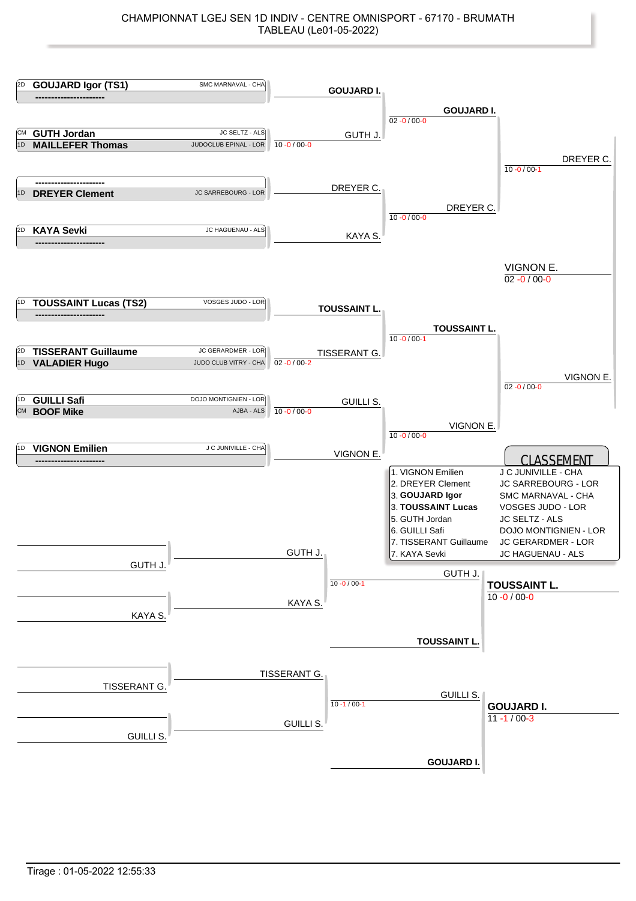# CHAMPIONNAT LGEJ SEN 1D INDIV - CENTRE OMNISPORT - 67170 - BRUMATH

TABLEAU (Le01-05-2022)

## Tableau principal

| Grade | Combattant | Club |
|---|---|---|
| 2D | **GOUJARD Igor (TS1)** | SMC MARNAVAL - CHA |
| | ---------------------- | |
| CM | **GUTH Jordan** | JC SELTZ - ALS |
| 1D | **MAILLEFER Thomas** | JUDOCLUB EPINAL - LOR |
| | ---------------------- | |
| 1D | **DREYER Clement** | JC SARREBOURG - LOR |
| 2D | **KAYA Sevki** | JC HAGUENAU - ALS |
| | ---------------------- | |
| 1D | **TOUSSAINT Lucas (TS2)** | VOSGES JUDO - LOR |
| | ---------------------- | |
| 2D | **TISSERANT Guillaume** | JC GERARDMER - LOR |
| 1D | **VALADIER Hugo** | JUDO CLUB VITRY - CHA |
| 1D | **GUILLI Safi** | DOJO MONTIGNIEN - LOR |
| CM | **BOOF Mike** | AJBA - ALS |
| 1D | **VIGNON Emilien** | J C JUNIVILLE - CHA |
| | ---------------------- | |

### 1er tour
- **GOUJARD I.**
- GUTH J. — 10 -0 / 00-0
- DREYER C.
- KAYA S.
- **TOUSSAINT L.**
- TISSERANT G. — 02 -0 / 00-2
- GUILLI S. — 10 -0 / 00-0
- VIGNON E.

### Quarts de finale
- **GOUJARD I.** — 02 -0 / 00-0
- DREYER C. — 10 -0 / 00-0
- **TOUSSAINT L.** — 10 -0 / 00-1
- VIGNON E. — 10 -0 / 00-0

### Demi-finales
- DREYER C. — 10 -0 / 00-1
- VIGNON E. — 02 -0 / 00-0

### Finale
- VIGNON E. — 02 -0 / 00-0

## Repêchages

- GUTH J. / KAYA S. → GUTH J. — 10 -0 / 00-1
- GUTH J. / **TOUSSAINT L.** → **TOUSSAINT L.** — 10 -0 / 00-0
- TISSERANT G. / GUILLI S. → GUILLI S. — 10 -1 / 00-1
- GUILLI S. / **GOUJARD I.** → **GOUJARD I.** — 11 -1 / 00-3

## CLASSEMENT

| Place | Combattant | Club |
|---|---|---|
| 1. | VIGNON Emilien | J C JUNIVILLE - CHA |
| 2. | DREYER Clement | JC SARREBOURG - LOR |
| 3. | **GOUJARD Igor** | SMC MARNAVAL - CHA |
| 3. | **TOUSSAINT Lucas** | VOSGES JUDO - LOR |
| 5. | GUTH Jordan | JC SELTZ - ALS |
| 6. | GUILLI Safi | DOJO MONTIGNIEN - LOR |
| 7. | TISSERANT Guillaume | JC GERARDMER - LOR |
| 7. | KAYA Sevki | JC HAGUENAU - ALS |

Tirage : 01-05-2022 12:55:33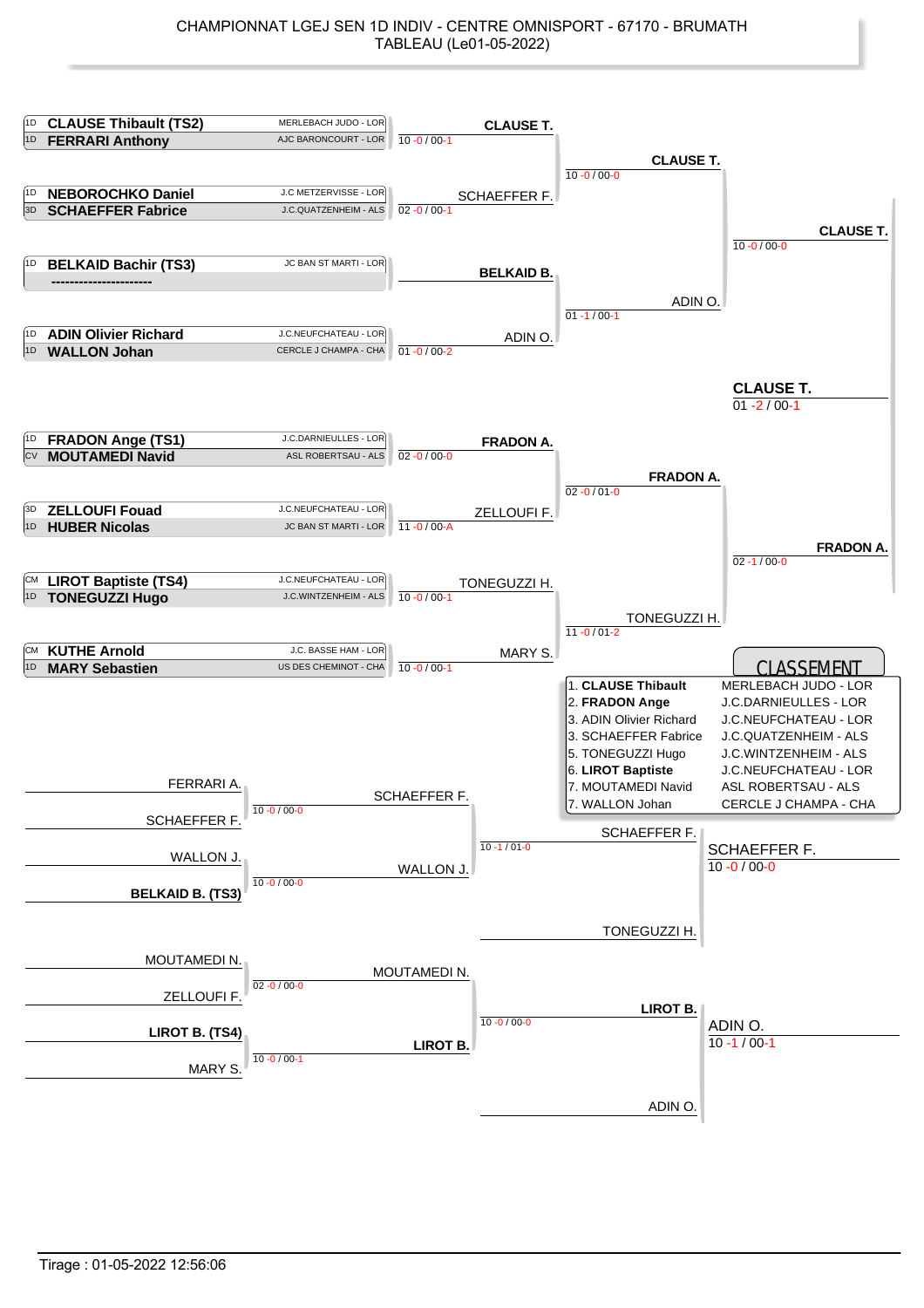CHAMPIONNAT LGEJ SEN 1D INDIV - CENTRE OMNISPORT - 67170 - BRUMATH
TABLEAU (Le01-05-2022)

## Tableau principal

| | Combattant | Club |
|---|---|---|
| 1D | **CLAUSE Thibault (TS2)** | MERLEBACH JUDO - LOR |
| 1D | **FERRARI Anthony** | AJC BARONCOURT - LOR |
| 1D | **NEBOROCHKO Daniel** | J.C METZERVISSE - LOR |
| 3D | **SCHAEFFER Fabrice** | J.C.QUATZENHEIM - ALS |
| 1D | **BELKAID Bachir (TS3)** | JC BAN ST MARTI - LOR |
| | ---------------------- | |
| 1D | **ADIN Olivier Richard** | J.C.NEUFCHATEAU - LOR |
| 1D | **WALLON Johan** | CERCLE J CHAMPA - CHA |
| 1D | **FRADON Ange (TS1)** | J.C.DARNIEULLES - LOR |
| CV | **MOUTAMEDI Navid** | ASL ROBERTSAU - ALS |
| 3D | **ZELLOUFI Fouad** | J.C.NEUFCHATEAU - LOR |
| 1D | **HUBER Nicolas** | JC BAN ST MARTI - LOR |
| CM | **LIROT Baptiste (TS4)** | J.C.NEUFCHATEAU - LOR |
| 1D | **TONEGUZZI Hugo** | J.C.WINTZENHEIM - ALS |
| CM | **KUTHE Arnold** | J.C. BASSE HAM - LOR |
| 1D | **MARY Sebastien** | US DES CHEMINOT - CHA |

### Premier tour
- **CLAUSE T.** — 10 -0 / 00-1
- SCHAEFFER F. — 02 -0 / 00-1
- **BELKAID B.**
- ADIN O. — 01 -0 / 00-2
- **FRADON A.** — 02 -0 / 00-0
- ZELLOUFI F. — 11 -0 / 00-A
- TONEGUZZI H. — 10 -0 / 00-1
- MARY S. — 10 -0 / 00-1

### Quarts de finale
- **CLAUSE T.** — 10 -0 / 00-0
- ADIN O. — 01 -1 / 00-1
- **FRADON A.** — 02 -0 / 01-0
- TONEGUZZI H. — 11 -0 / 01-2

### Demi-finales
- **CLAUSE T.** — 10 -0 / 00-0
- **FRADON A.** — 02 -1 / 00-0

### Finale
**CLAUSE T.** — 01 -2 / 00-1

## Repêchage

- FERRARI A. / SCHAEFFER F. → SCHAEFFER F. — 10 -0 / 00-0
- WALLON J. / **BELKAID B. (TS3)** → WALLON J. — 10 -0 / 00-0
- SCHAEFFER F. / WALLON J. → SCHAEFFER F. — 10 -1 / 01-0
- SCHAEFFER F. / TONEGUZZI H. → SCHAEFFER F. — 10 -0 / 00-0
- MOUTAMEDI N. / ZELLOUFI F. → MOUTAMEDI N. — 02 -0 / 00-0
- **LIROT B. (TS4)** / MARY S. → **LIROT B.** — 10 -0 / 00-1
- MOUTAMEDI N. / **LIROT B.** → **LIROT B.** — 10 -0 / 00-0
- **LIROT B.** / ADIN O. → ADIN O. — 10 -1 / 00-1

## CLASSEMENT

| Place | Nom | Club |
|---|---|---|
| 1. | **CLAUSE Thibault** | MERLEBACH JUDO - LOR |
| 2. | **FRADON Ange** | J.C.DARNIEULLES - LOR |
| 3. | ADIN Olivier Richard | J.C.NEUFCHATEAU - LOR |
| 3. | SCHAEFFER Fabrice | J.C.QUATZENHEIM - ALS |
| 5. | TONEGUZZI Hugo | J.C.WINTZENHEIM - ALS |
| 6. | **LIROT Baptiste** | J.C.NEUFCHATEAU - LOR |
| 7. | MOUTAMEDI Navid | ASL ROBERTSAU - ALS |
| 7. | WALLON Johan | CERCLE J CHAMPA - CHA |

Tirage : 01-05-2022 12:56:06